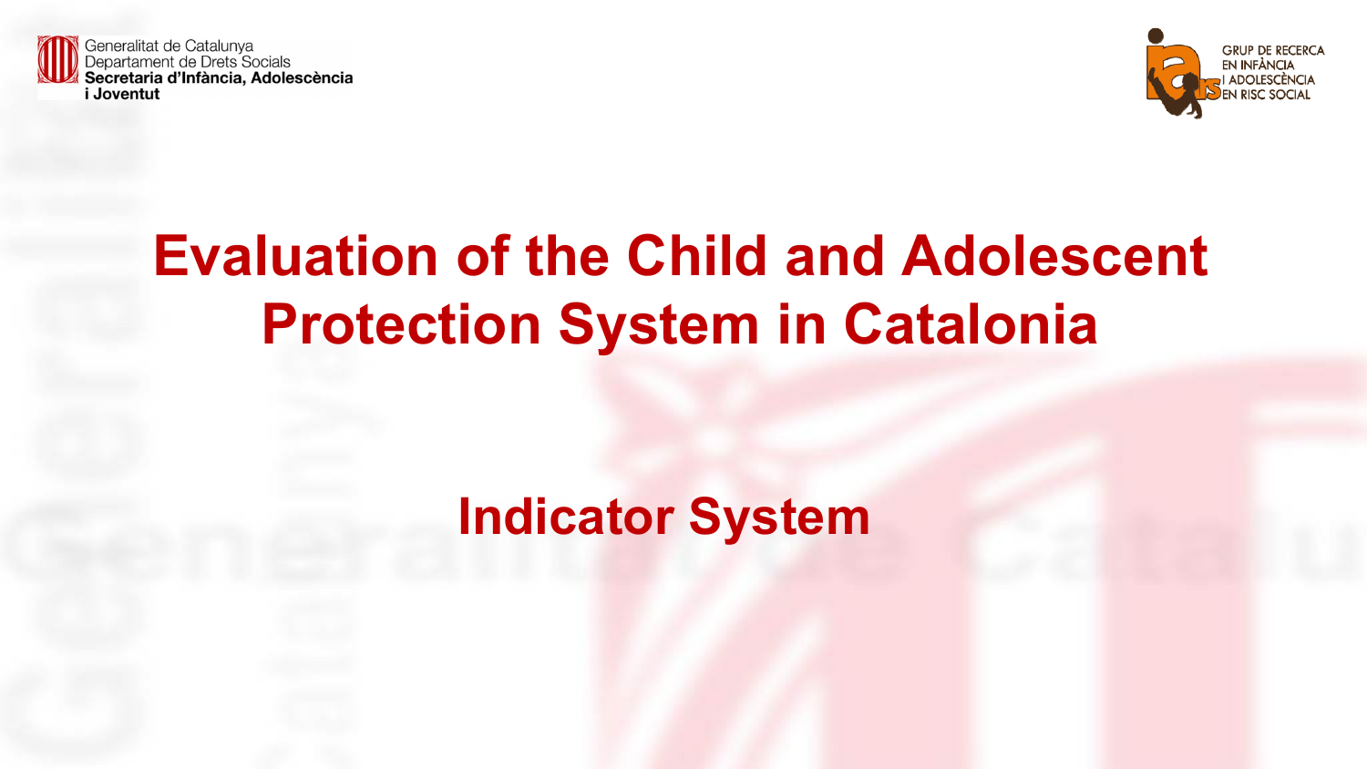Generalitat de Catalunya
Departament de Drets Socials
**Secretaria d'Infància, Adolescència i Joventut**

GRUP DE RECERCA EN INFÀNCIA I ADOLESCÈNCIA EN RISC SOCIAL

# Evaluation of the Child and Adolescent Protection System in Catalonia

## Indicator System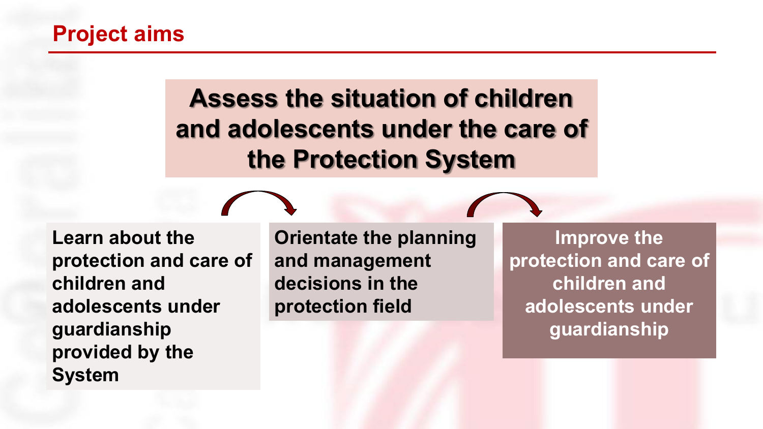## Project aims

**Assess the situation of children and adolescents under the care of the Protection System**

**Learn about the protection and care of children and adolescents under guardianship provided by the System**

**Orientate the planning and management decisions in the protection field**

**Improve the protection and care of children and adolescents under guardianship**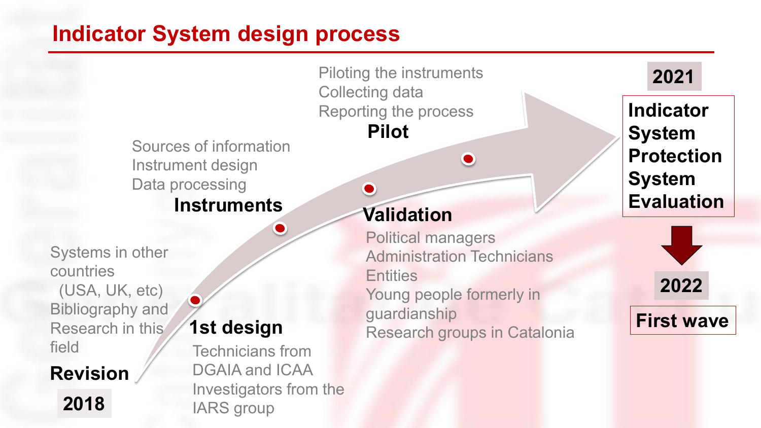# Indicator System design process

**2018**

**Revision**

Systems in other countries (USA, UK, etc)
Bibliography and Research in this field

**1st design**

Technicians from DGAIA and ICAA
Investigators from the IARS group

**Instruments**

Sources of information
Instrument design
Data processing

**Validation**

Political managers
Administration Technicians
Entities
Young people formerly in guardianship
Research groups in Catalonia

**Pilot**

Piloting the instruments
Collecting data
Reporting the process

**2021**

**Indicator System Protection System Evaluation**

**2022**

**First wave**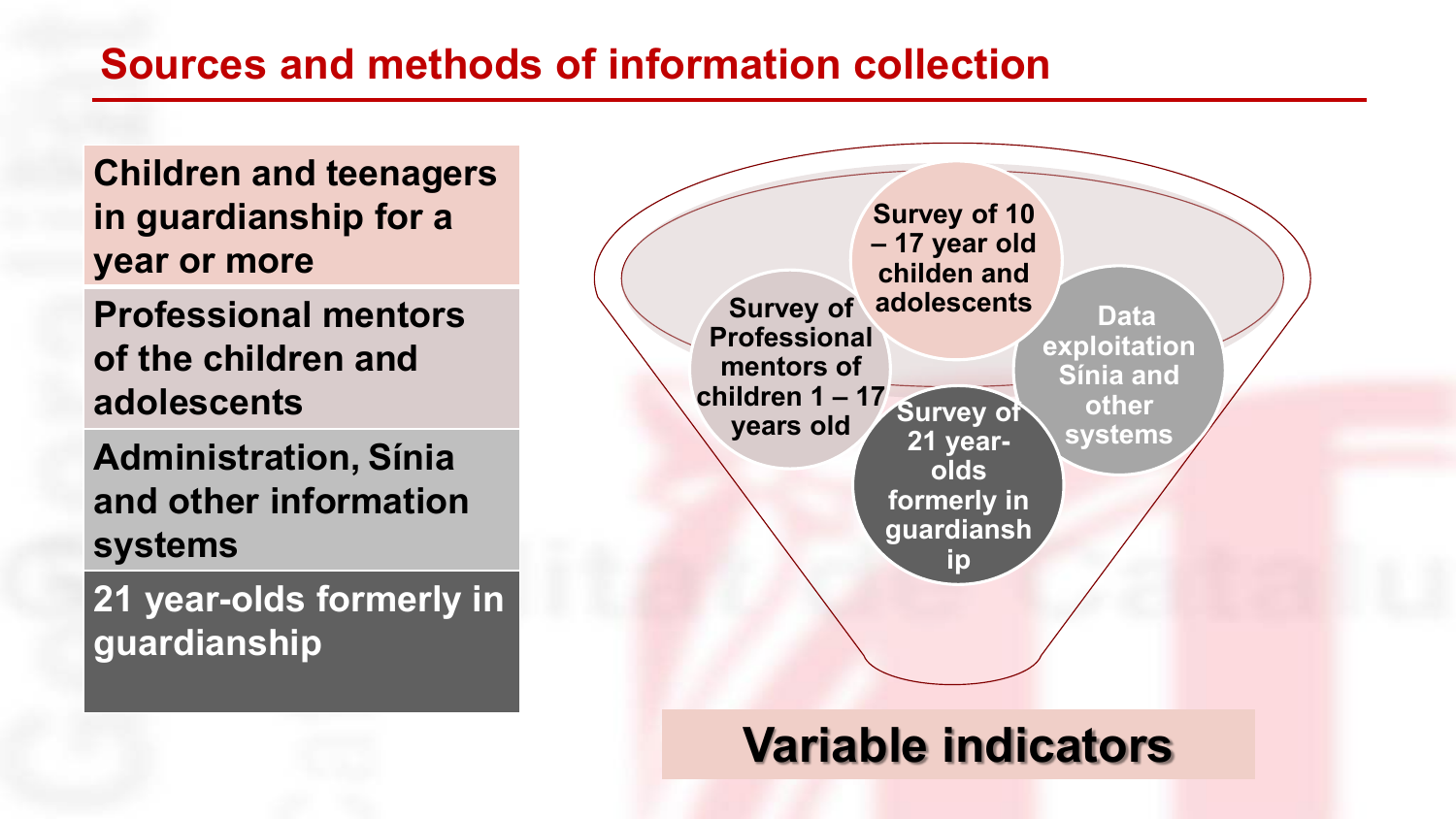## Sources and methods of information collection

- **Children and teenagers in guardianship for a year or more**
- **Professional mentors of the children and adolescents**
- **Administration, Sínia and other information systems**
- **21 year-olds formerly in guardianship**

**Survey of 10 – 17 year old childen and adolescents**

**Survey of Professional mentors of children 1 – 17 years old**

**Data exploitation Sínia and other systems**

**Survey of 21 year-olds formerly in guardianship**

**Variable indicators**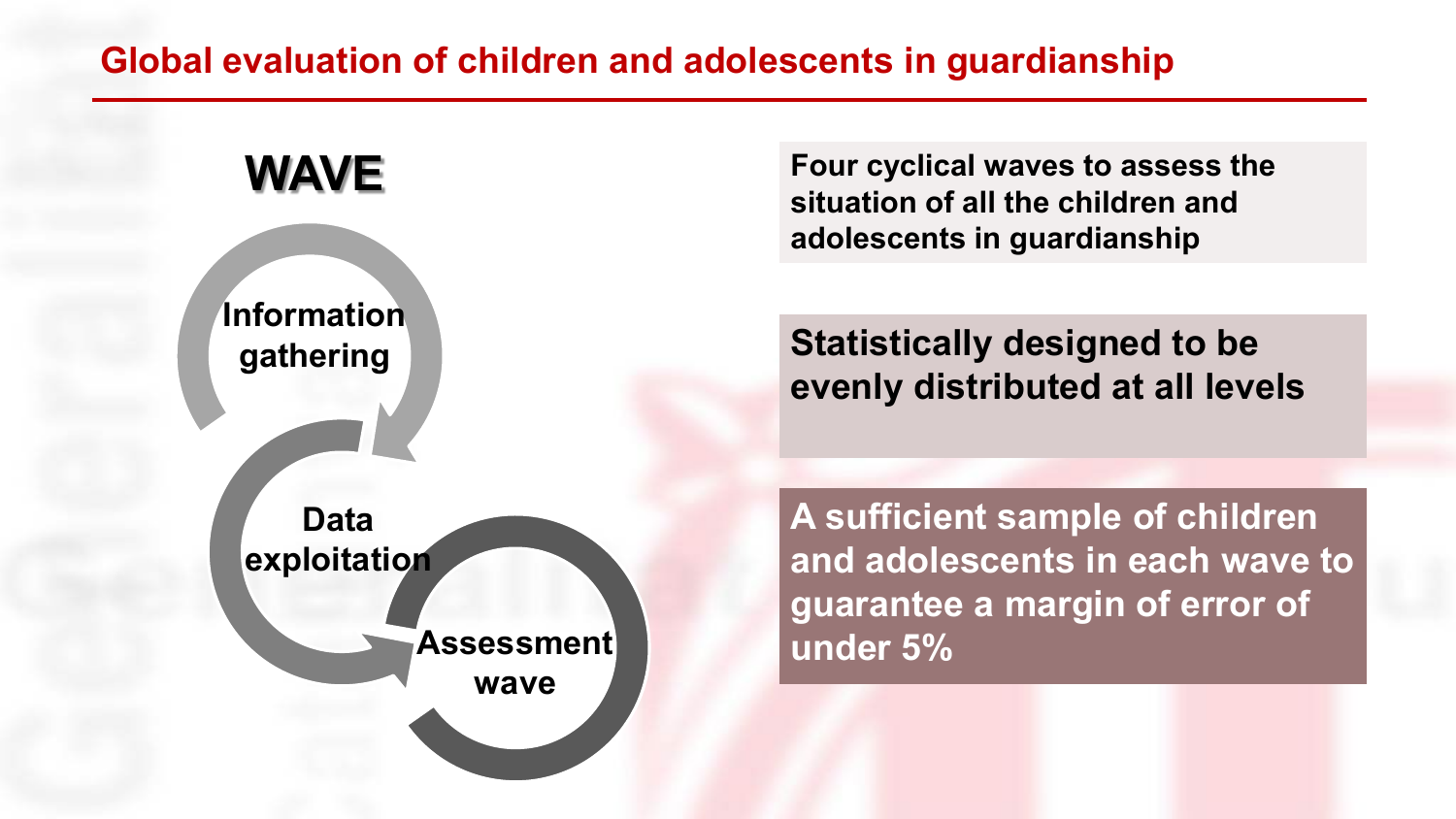## Global evaluation of children and adolescents in guardianship

**WAVE**

- Information gathering
- Data exploitation
- Assessment wave

**Four cyclical waves to assess the situation of all the children and adolescents in guardianship**

**Statistically designed to be evenly distributed at all levels**

**A sufficient sample of children and adolescents in each wave to guarantee a margin of error of under 5%**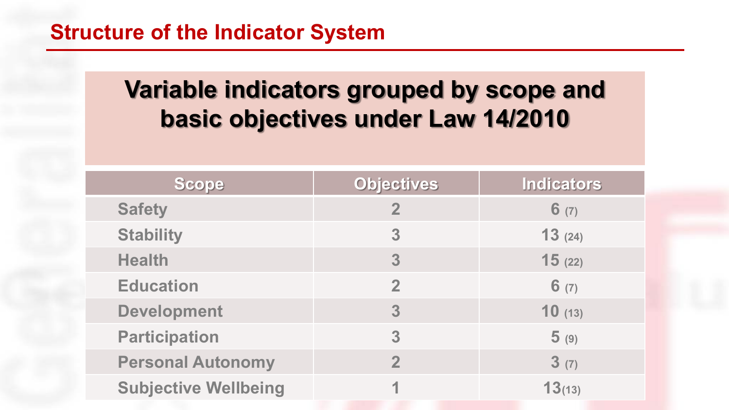## Structure of the Indicator System

### Variable indicators grouped by scope and basic objectives under Law 14/2010

| Scope | Objectives | Indicators |
|---|---|---|
| Safety | 2 | 6 (7) |
| Stability | 3 | 13 (24) |
| Health | 3 | 15 (22) |
| Education | 2 | 6 (7) |
| Development | 3 | 10 (13) |
| Participation | 3 | 5 (9) |
| Personal Autonomy | 2 | 3 (7) |
| Subjective Wellbeing | 1 | 13(13) |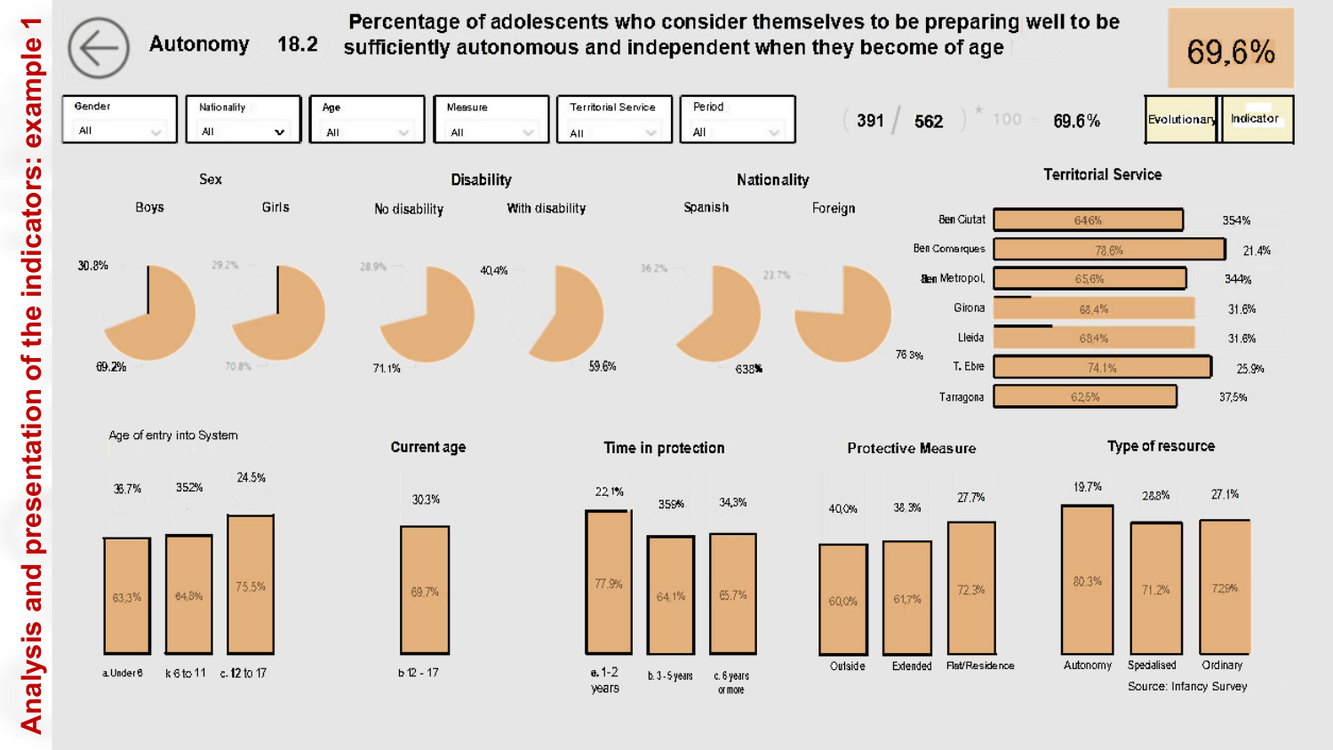# Analysis and presentation of the indicators: example 1

## Autonomy 18.2 — Percentage of adolescents who consider themselves to be preparing well to be sufficiently autonomous and independent when they become of age

**69,6%**

| Gender | Nationality | Age | Measure | Territorial Service | Period |
|---|---|---|---|---|---|
| All | All | All | All | All | All |

( 391 / 562 ) * 100 = 69.6%

Evolutionary | Indicator

### Sex

| | Boys | Girls |
|---|---|---|
| | 30.8% | 29.2% |
| | 69.2% | 70.8% |

### Disability

| | No disability | With disability |
|---|---|---|
| | 28.9% | 40,4% |
| | 71.1% | 59,6% |

### Nationality

| | Spanish | Foreign |
|---|---|---|
| | 36.2% | 23.7% |
| | 638% | 76.3% |

### Territorial Service

| Territorial Service | | |
|---|---|---|
| Ben Ciutat | 646% | 354% |
| Ben Comarques | 78,6% | 21.4% |
| Ben Metropol. | 65,6% | 344% |
| Girona | 68,4% | 31.6% |
| Lleida | 68,4% | 31.6% |
| T. Ebre | 74,1% | 25.9% |
| Tarragona | 62,5% | 37,5% |

### Age of entry into System

| a. Under 6 | k 6 to 11 | c. 12 to 17 |
|---|---|---|
| 36.7% | 352% | 24.5% |
| 63,3% | 64,8% | 75,5% |

### Current age

| b 12 - 17 |
|---|
| 30.3% |
| 69,7% |

### Time in protection

| a. 1-2 years | b. 3 - 5 years | c. 6 years or more |
|---|---|---|
| 22,1% | 359% | 34,3% |
| 77,9% | 64,1% | 65,7% |

### Protective Measure

| Outside | Extended | Flat/Residence |
|---|---|---|
| 40,0% | 38,3% | 27,7% |
| 60,0% | 61,7% | 72,3% |

### Type of resource

| Autonomy | Specialised | Ordinary |
|---|---|---|
| 19.7% | 28,8% | 27.1% |
| 80,3% | 71,2% | 729% |

Source: Infancy Survey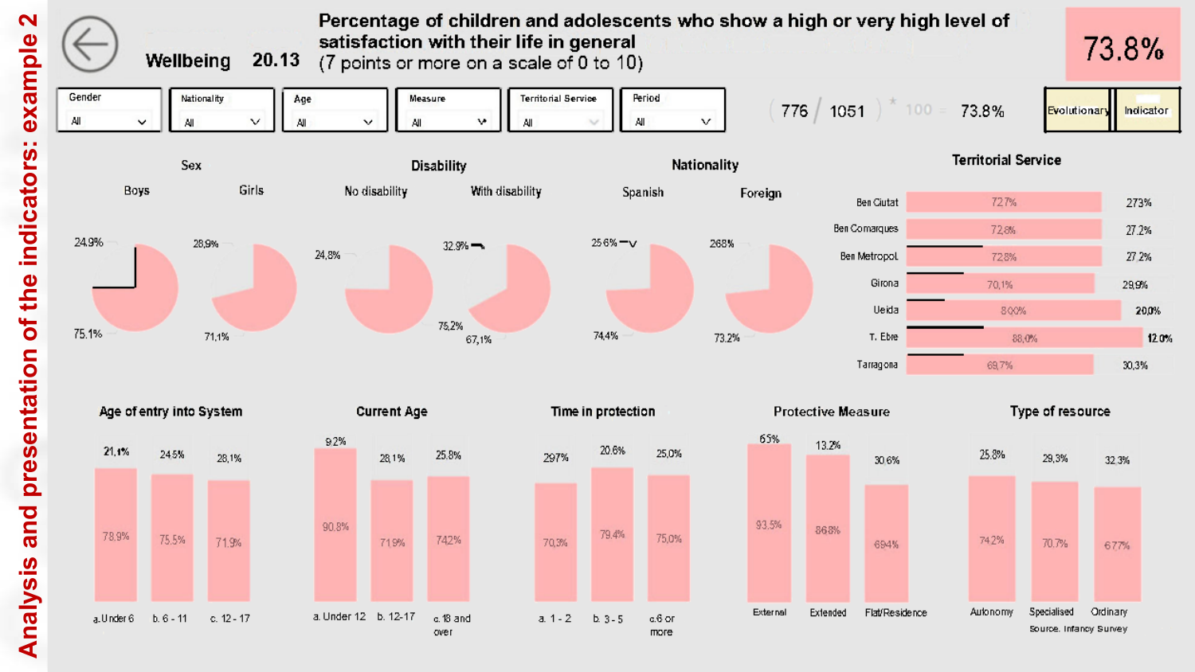# Analysis and presentation of the indicators: example 2

Wellbeing 20.13

**Percentage of children and adolescents who show a high or very high level of satisfaction with their life in general (7 points or more on a scale of 0 to 10)**

73.8%

Gender: All
Nationality: All
Age: All
Measure: All
Territorial Service: All
Period: All

( 776 / 1051 ) * 100 = 73.8%

Evolutionary
Indicator

## Sex

Boys
24.9%
75.1%

Girls
28.9%
71.1%

## Disability

No disability
24.8%
75.2%

With disability
32.9%
67.1%

## Nationality

Spanish
25.6%
74.4%

Foreign
26.8%
73.2%

## Territorial Service

Ben Ciutat 72.7% 27.3%
Ben Comarques 72.8% 27.2%
Ben Metropol 72.8% 27.2%
Girona 70.1% 29.9%
Lleida 80.0% 20.0%
T. Ebre 88.0% 12.0%
Tarragona 69.7% 30.3%

## Age of entry into System

21.1% 24.5% 28.1%
78.9% 75.5% 71.9%
a. Under 6
b. 6 - 11
c. 12 - 17

## Current Age

9.2% 28.1% 25.8%
90.8% 71.9% 74.2%
a. Under 12
b. 12-17
c. 18 and over

## Time in protection

29.7% 20.6% 25.0%
70.3% 79.4% 75.0%
a. 1 - 2
b. 3 - 5
c. 6 or more

## Protective Measure

6.5% 13.2% 30.6%
93.5% 86.8% 69.4%
External
Extended
Flat/Residence

## Type of resource

25.8% 29.3% 32.3%
74.2% 70.7% 67.7%
Autonomy
Specialised
Ordinary

Source. Infancy Survey